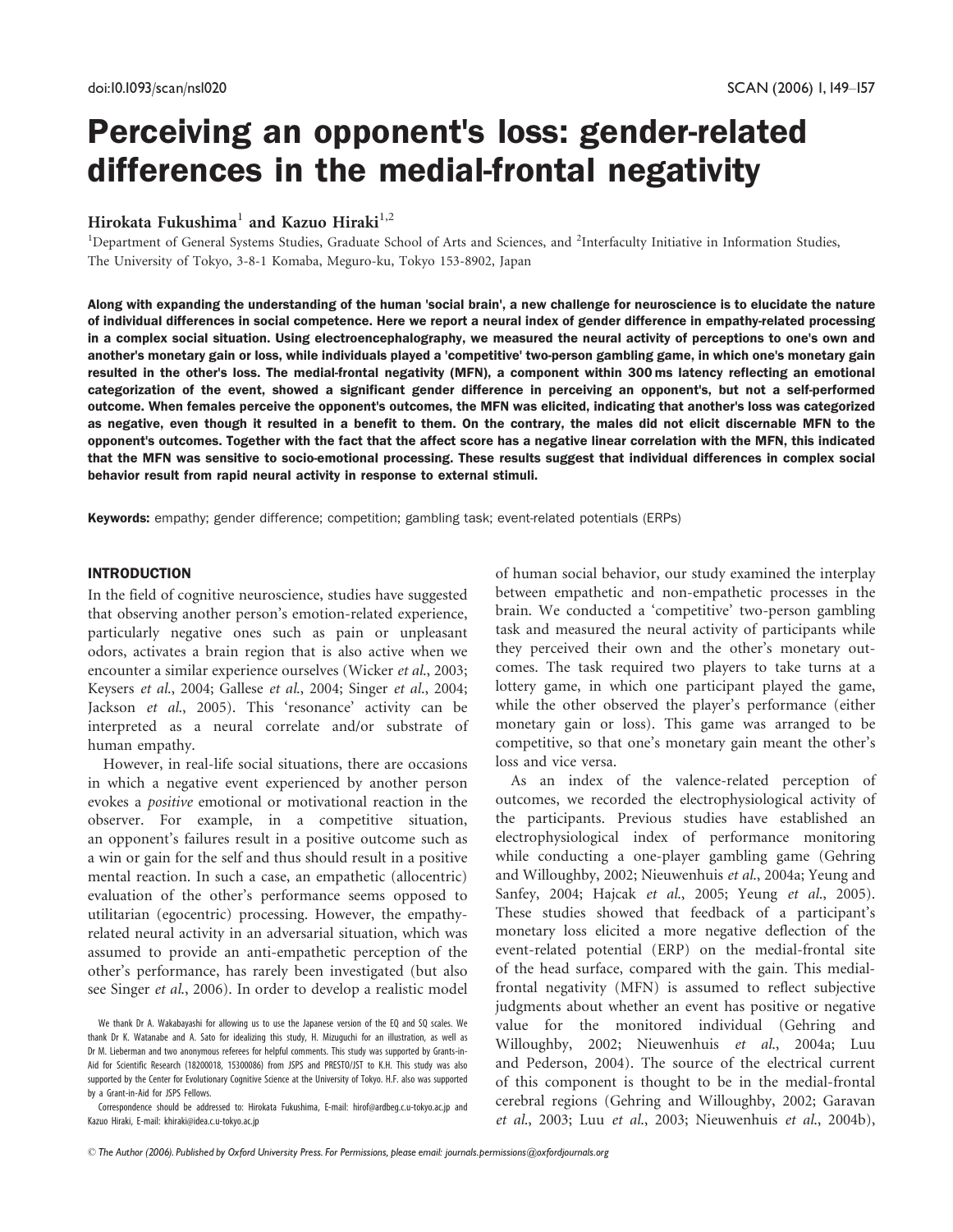# Perceiving an opponent's loss: gender-related differences in the medial-frontal negativity

Hirokata Fukushima[1] and Kazuo Hiraki[1,2]

[1]Department of General Systems Studies, Graduate School of Arts and Sciences, and [2]Interfaculty Initiative in Information Studies, The University of Tokyo, 3-8-1 Komaba, Meguro-ku, Tokyo 153-8902, Japan

**Along with expanding the understanding of the human 'social brain', a new challenge for neuroscience is to elucidate the nature of individual differences in social competence. Here we report a neural index of gender difference in empathy-related processing in a complex social situation. Using electroencephalography, we measured the neural activity of perceptions to one's own and another's monetary gain or loss, while individuals played a 'competitive' two-person gambling game, in which one's monetary gain resulted in the other's loss. The medial-frontal negativity (MFN), a component within 300 ms latency reflecting an emotional categorization of the event, showed a significant gender difference in perceiving an opponent's, but not a self-performed outcome. When females perceive the opponent's outcomes, the MFN was elicited, indicating that another's loss was categorized as negative, even though it resulted in a benefit to them. On the contrary, the males did not elicit discernable MFN to the opponent's outcomes. Together with the fact that the affect score has a negative linear correlation with the MFN, this indicated that the MFN was sensitive to socio-emotional processing. These results suggest that individual differences in complex social behavior result from rapid neural activity in response to external stimuli.**

**Keywords:** empathy; gender difference; competition; gambling task; event-related potentials (ERPs)

## INTRODUCTION

In the field of cognitive neuroscience, studies have suggested that observing another person's emotion-related experience, particularly negative ones such as pain or unpleasant odors, activates a brain region that is also active when we encounter a similar experience ourselves (Wicker *et al.*, 2003; Keysers *et al.*, 2004; Gallese *et al.*, 2004; Singer *et al.*, 2004; Jackson *et al.*, 2005). This 'resonance' activity can be interpreted as a neural correlate and/or substrate of human empathy.

However, in real-life social situations, there are occasions in which a negative event experienced by another person evokes a *positive* emotional or motivational reaction in the observer. For example, in a competitive situation, an opponent's failures result in a positive outcome such as a win or gain for the self and thus should result in a positive mental reaction. In such a case, an empathetic (allocentric) evaluation of the other's performance seems opposed to utilitarian (egocentric) processing. However, the empathy-related neural activity in an adversarial situation, which was assumed to provide an anti-empathetic perception of the other's performance, has rarely been investigated (but also see Singer *et al.*, 2006). In order to develop a realistic model of human social behavior, our study examined the interplay between empathetic and non-empathetic processes in the brain. We conducted a 'competitive' two-person gambling task and measured the neural activity of participants while they perceived their own and the other's monetary outcomes. The task required two players to take turns at a lottery game, in which one participant played the game, while the other observed the player's performance (either monetary gain or loss). This game was arranged to be competitive, so that one's monetary gain meant the other's loss and vice versa.

As an index of the valence-related perception of outcomes, we recorded the electrophysiological activity of the participants. Previous studies have established an electrophysiological index of performance monitoring while conducting a one-player gambling game (Gehring and Willoughby, 2002; Nieuwenhuis *et al.*, 2004a; Yeung and Sanfey, 2004; Hajcak *et al.*, 2005; Yeung *et al.*, 2005). These studies showed that feedback of a participant's monetary loss elicited a more negative deflection of the event-related potential (ERP) on the medial-frontal site of the head surface, compared with the gain. This medial-frontal negativity (MFN) is assumed to reflect subjective judgments about whether an event has positive or negative value for the monitored individual (Gehring and Willoughby, 2002; Nieuwenhuis *et al.*, 2004a; Luu and Pederson, 2004). The source of the electrical current of this component is thought to be in the medial-frontal cerebral regions (Gehring and Willoughby, 2002; Garavan *et al.*, 2003; Luu *et al.*, 2003; Nieuwenhuis *et al.*, 2004b),

We thank Dr A. Wakabayashi for allowing us to use the Japanese version of the EQ and SQ scales. We thank Dr K. Watanabe and A. Sato for idealizing this study, H. Mizuguchi for an illustration, as well as Dr M. Lieberman and two anonymous referees for helpful comments. This study was supported by Grants-in-Aid for Scientific Research (18200018, 15300086) from JSPS and PRESTO/JST to K.H. This study was also supported by the Center for Evolutionary Cognitive Science at the University of Tokyo. H.F. also was supported by a Grant-in-Aid for JSPS Fellows.

Correspondence should be addressed to: Hirokata Fukushima, E-mail: hirof@ardbeg.c.u-tokyo.ac.jp and Kazuo Hiraki, E-mail: khiraki@idea.c.u-tokyo.ac.jp

© The Author (2006). Published by Oxford University Press. For Permissions, please email: journals.permissions@oxfordjournals.org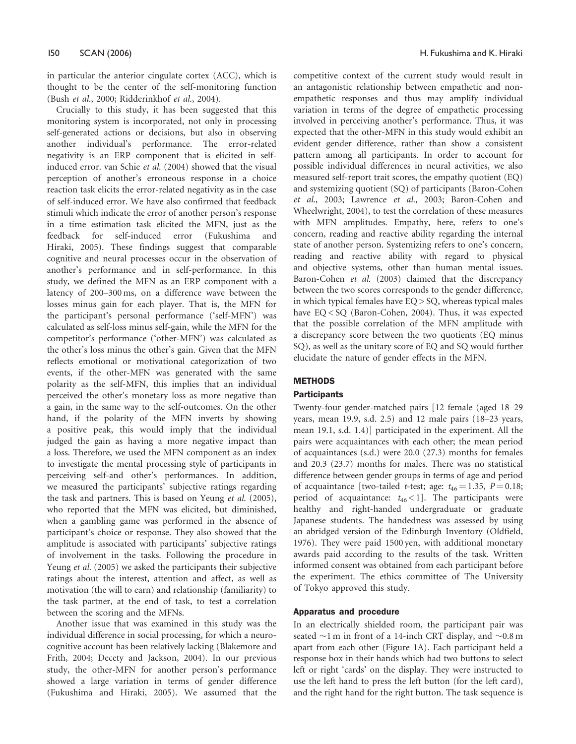in particular the anterior cingulate cortex (ACC), which is thought to be the center of the self-monitoring function (Bush *et al.*, 2000; Ridderinkhof *et al.*, 2004).

Crucially to this study, it has been suggested that this monitoring system is incorporated, not only in processing self-generated actions or decisions, but also in observing another individual's performance. The error-related negativity is an ERP component that is elicited in self-induced error. van Schie *et al.* (2004) showed that the visual perception of another's erroneous response in a choice reaction task elicits the error-related negativity as in the case of self-induced error. We have also confirmed that feedback stimuli which indicate the error of another person's response in a time estimation task elicited the MFN, just as the feedback for self-induced error (Fukushima and Hiraki, 2005). These findings suggest that comparable cognitive and neural processes occur in the observation of another's performance and in self-performance. In this study, we defined the MFN as an ERP component with a latency of 200–300 ms, on a difference wave between the losses minus gain for each player. That is, the MFN for the participant's personal performance ('self-MFN') was calculated as self-loss minus self-gain, while the MFN for the competitor's performance ('other-MFN') was calculated as the other's loss minus the other's gain. Given that the MFN reflects emotional or motivational categorization of two events, if the other-MFN was generated with the same polarity as the self-MFN, this implies that an individual perceived the other's monetary loss as more negative than a gain, in the same way to the self-outcomes. On the other hand, if the polarity of the MFN inverts by showing a positive peak, this would imply that the individual judged the gain as having a more negative impact than a loss. Therefore, we used the MFN component as an index to investigate the mental processing style of participants in perceiving self-and other's performances. In addition, we measured the participants' subjective ratings regarding the task and partners. This is based on Yeung *et al.* (2005), who reported that the MFN was elicited, but diminished, when a gambling game was performed in the absence of participant's choice or response. They also showed that the amplitude is associated with participants' subjective ratings of involvement in the tasks. Following the procedure in Yeung *et al.* (2005) we asked the participants their subjective ratings about the interest, attention and affect, as well as motivation (the will to earn) and relationship (familiarity) to the task partner, at the end of task, to test a correlation between the scoring and the MFNs.

Another issue that was examined in this study was the individual difference in social processing, for which a neurocognitive account has been relatively lacking (Blakemore and Frith, 2004; Decety and Jackson, 2004). In our previous study, the other-MFN for another person's performance showed a large variation in terms of gender difference (Fukushima and Hiraki, 2005). We assumed that the competitive context of the current study would result in an antagonistic relationship between empathetic and non-empathetic responses and thus may amplify individual variation in terms of the degree of empathetic processing involved in perceiving another's performance. Thus, it was expected that the other-MFN in this study would exhibit an evident gender difference, rather than show a consistent pattern among all participants. In order to account for possible individual differences in neural activities, we also measured self-report trait scores, the empathy quotient (EQ) and systemizing quotient (SQ) of participants (Baron-Cohen *et al.*, 2003; Lawrence *et al.*, 2003; Baron-Cohen and Wheelwright, 2004), to test the correlation of these measures with MFN amplitudes. Empathy, here, refers to one's concern, reading and reactive ability regarding the internal state of another person. Systemizing refers to one's concern, reading and reactive ability with regard to physical and objective systems, other than human mental issues. Baron-Cohen *et al.* (2003) claimed that the discrepancy between the two scores corresponds to the gender difference, in which typical females have EQ > SQ, whereas typical males have EQ < SQ (Baron-Cohen, 2004). Thus, it was expected that the possible correlation of the MFN amplitude with a discrepancy score between the two quotients (EQ minus SQ), as well as the unitary score of EQ and SQ would further elucidate the nature of gender effects in the MFN.

## METHODS

### Participants

Twenty-four gender-matched pairs [12 female (aged 18–29 years, mean 19.9, s.d. 2.5) and 12 male pairs (18–23 years, mean 19.1, s.d. 1.4)] participated in the experiment. All the pairs were acquaintances with each other; the mean period of acquaintances (s.d.) were 20.0 (27.3) months for females and 20.3 (23.7) months for males. There was no statistical difference between gender groups in terms of age and period of acquaintance [two-tailed *t*-test; age: $t_{46} = 1.35$, $P = 0.18$; period of acquaintance: $t_{46} < 1$]. The participants were healthy and right-handed undergraduate or graduate Japanese students. The handedness was assessed by using an abridged version of the Edinburgh Inventory (Oldfield, 1976). They were paid 1500 yen, with additional monetary awards paid according to the results of the task. Written informed consent was obtained from each participant before the experiment. The ethics committee of The University of Tokyo approved this study.

### Apparatus and procedure

In an electrically shielded room, the participant pair was seated ~1 m in front of a 14-inch CRT display, and ~0.8 m apart from each other (Figure 1A). Each participant held a response box in their hands which had two buttons to select left or right 'cards' on the display. They were instructed to use the left hand to press the left button (for the left card), and the right hand for the right button. The task sequence is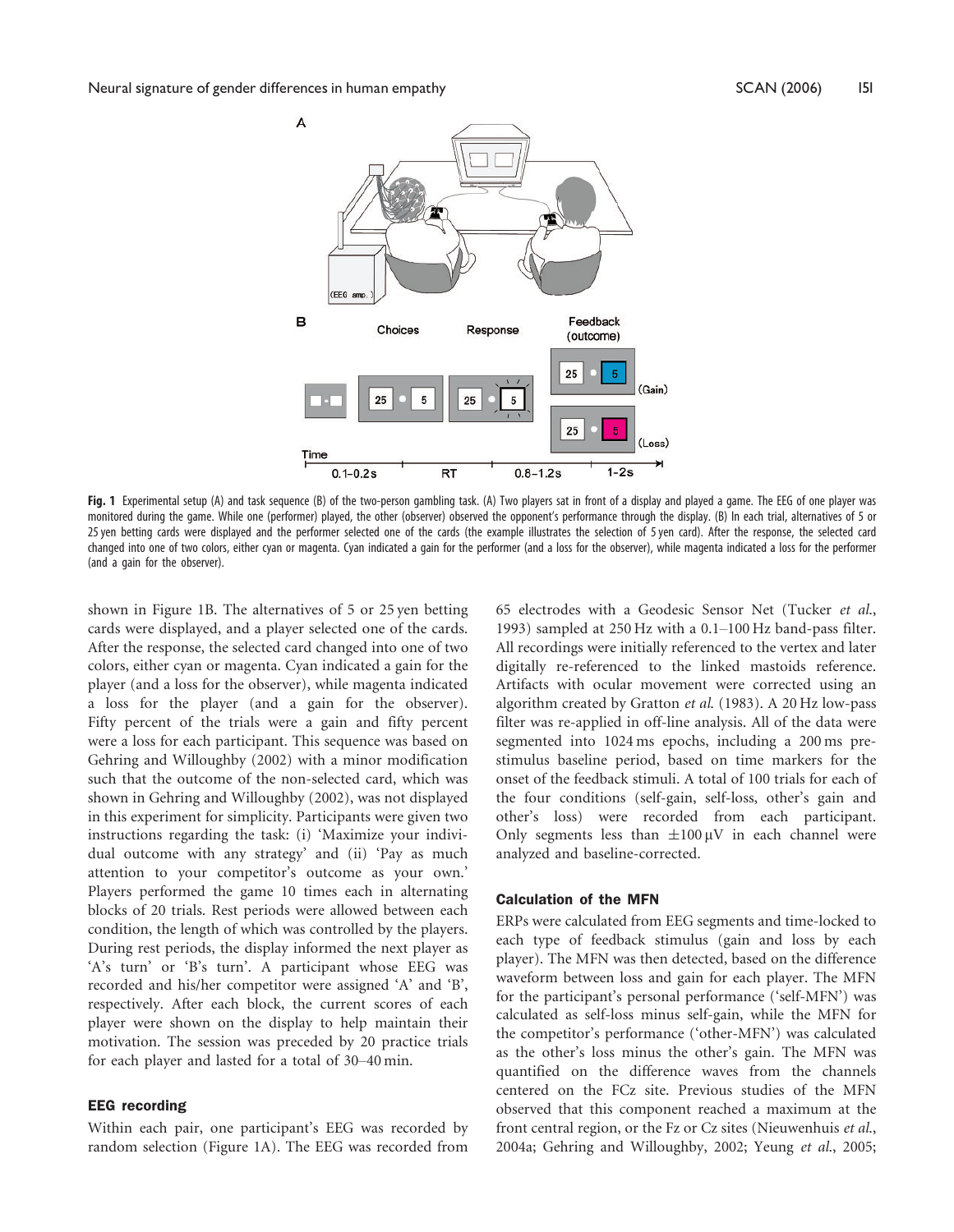**Fig. 1** Experimental setup (A) and task sequence (B) of the two-person gambling task. (A) Two players sat in front of a display and played a game. The EEG of one player was monitored during the game. While one (performer) played, the other (observer) observed the opponent's performance through the display. (B) In each trial, alternatives of 5 or 25 yen betting cards were displayed and the performer selected one of the cards (the example illustrates the selection of 5 yen card). After the response, the selected card changed into one of two colors, either cyan or magenta. Cyan indicated a gain for the performer (and a loss for the observer), while magenta indicated a loss for the performer (and a gain for the observer).

shown in Figure 1B. The alternatives of 5 or 25 yen betting cards were displayed, and a player selected one of the cards. After the response, the selected card changed into one of two colors, either cyan or magenta. Cyan indicated a gain for the player (and a loss for the observer), while magenta indicated a loss for the player (and a gain for the observer). Fifty percent of the trials were a gain and fifty percent were a loss for each participant. This sequence was based on Gehring and Willoughby (2002) with a minor modification such that the outcome of the non-selected card, which was shown in Gehring and Willoughby (2002), was not displayed in this experiment for simplicity. Participants were given two instructions regarding the task: (i) 'Maximize your individual outcome with any strategy' and (ii) 'Pay as much attention to your competitor's outcome as your own.' Players performed the game 10 times each in alternating blocks of 20 trials. Rest periods were allowed between each condition, the length of which was controlled by the players. During rest periods, the display informed the next player as 'A's turn' or 'B's turn'. A participant whose EEG was recorded and his/her competitor were assigned 'A' and 'B', respectively. After each block, the current scores of each player were shown on the display to help maintain their motivation. The session was preceded by 20 practice trials for each player and lasted for a total of 30–40 min.

### EEG recording

Within each pair, one participant's EEG was recorded by random selection (Figure 1A). The EEG was recorded from 65 electrodes with a Geodesic Sensor Net (Tucker *et al.*, 1993) sampled at 250 Hz with a 0.1–100 Hz band-pass filter. All recordings were initially referenced to the vertex and later digitally re-referenced to the linked mastoids reference. Artifacts with ocular movement were corrected using an algorithm created by Gratton *et al.* (1983). A 20 Hz low-pass filter was re-applied in off-line analysis. All of the data were segmented into 1024 ms epochs, including a 200 ms pre-stimulus baseline period, based on time markers for the onset of the feedback stimuli. A total of 100 trials for each of the four conditions (self-gain, self-loss, other's gain and other's loss) were recorded from each participant. Only segments less than $\pm 100\,\mu V$ in each channel were analyzed and baseline-corrected.

### Calculation of the MFN

ERPs were calculated from EEG segments and time-locked to each type of feedback stimulus (gain and loss by each player). The MFN was then detected, based on the difference waveform between loss and gain for each player. The MFN for the participant's personal performance ('self-MFN') was calculated as self-loss minus self-gain, while the MFN for the competitor's performance ('other-MFN') was calculated as the other's loss minus the other's gain. The MFN was quantified on the difference waves from the channels centered on the FCz site. Previous studies of the MFN observed that this component reached a maximum at the front central region, or the Fz or Cz sites (Nieuwenhuis *et al.*, 2004a; Gehring and Willoughby, 2002; Yeung *et al.*, 2005;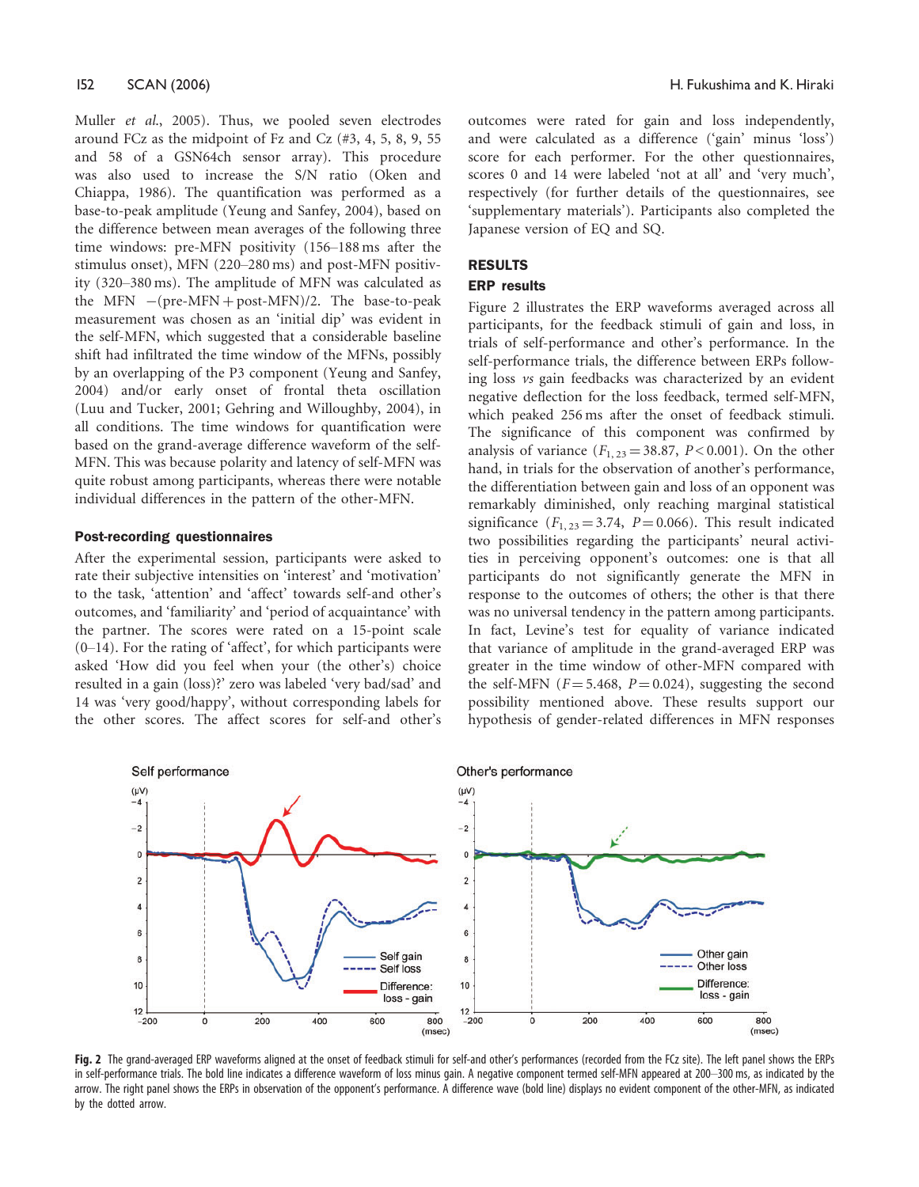Muller *et al.*, 2005). Thus, we pooled seven electrodes around FCz as the midpoint of Fz and Cz (#3, 4, 5, 8, 9, 55 and 58 of a GSN64ch sensor array). This procedure was also used to increase the S/N ratio (Oken and Chiappa, 1986). The quantification was performed as a base-to-peak amplitude (Yeung and Sanfey, 2004), based on the difference between mean averages of the following three time windows: pre-MFN positivity (156–188 ms after the stimulus onset), MFN (220–280 ms) and post-MFN positivity (320–380 ms). The amplitude of MFN was calculated as the MFN $-$(pre-MFN + post-MFN)/2. The base-to-peak measurement was chosen as an 'initial dip' was evident in the self-MFN, which suggested that a considerable baseline shift had infiltrated the time window of the MFNs, possibly by an overlapping of the P3 component (Yeung and Sanfey, 2004) and/or early onset of frontal theta oscillation (Luu and Tucker, 2001; Gehring and Willoughby, 2004), in all conditions. The time windows for quantification were based on the grand-average difference waveform of the self-MFN. This was because polarity and latency of self-MFN was quite robust among participants, whereas there were notable individual differences in the pattern of the other-MFN.

### Post-recording questionnaires

After the experimental session, participants were asked to rate their subjective intensities on 'interest' and 'motivation' to the task, 'attention' and 'affect' towards self-and other's outcomes, and 'familiarity' and 'period of acquaintance' with the partner. The scores were rated on a 15-point scale (0–14). For the rating of 'affect', for which participants were asked 'How did you feel when your (the other's) choice resulted in a gain (loss)?' zero was labeled 'very bad/sad' and 14 was 'very good/happy', without corresponding labels for the other scores. The affect scores for self-and other's outcomes were rated for gain and loss independently, and were calculated as a difference ('gain' minus 'loss') score for each performer. For the other questionnaires, scores 0 and 14 were labeled 'not at all' and 'very much', respectively (for further details of the questionnaires, see 'supplementary materials'). Participants also completed the Japanese version of EQ and SQ.

## RESULTS

### ERP results

Figure 2 illustrates the ERP waveforms averaged across all participants, for the feedback stimuli of gain and loss, in trials of self-performance and other's performance. In the self-performance trials, the difference between ERPs following loss *vs* gain feedbacks was characterized by an evident negative deflection for the loss feedback, termed self-MFN, which peaked 256 ms after the onset of feedback stimuli. The significance of this component was confirmed by analysis of variance ($F_{1,23} = 38.87$, $P < 0.001$). On the other hand, in trials for the observation of another's performance, the differentiation between gain and loss of an opponent was remarkably diminished, only reaching marginal statistical significance ($F_{1,23} = 3.74$, $P = 0.066$). This result indicated two possibilities regarding the participants' neural activities in perceiving opponent's outcomes: one is that all participants do not significantly generate the MFN in response to the outcomes of others; the other is that there was no universal tendency in the pattern among participants. In fact, Levine's test for equality of variance indicated that variance of amplitude in the grand-averaged ERP was greater in the time window of other-MFN compared with the self-MFN ($F = 5.468$, $P = 0.024$), suggesting the second possibility mentioned above. These results support our hypothesis of gender-related differences in MFN responses

**Fig. 2** The grand-averaged ERP waveforms aligned at the onset of feedback stimuli for self-and other's performances (recorded from the FCz site). The left panel shows the ERPs in self-performance trials. The bold line indicates a difference waveform of loss minus gain. A negative component termed self-MFN appeared at 200–300 ms, as indicated by the arrow. The right panel shows the ERPs in observation of the opponent's performance. A difference wave (bold line) displays no evident component of the other-MFN, as indicated by the dotted arrow.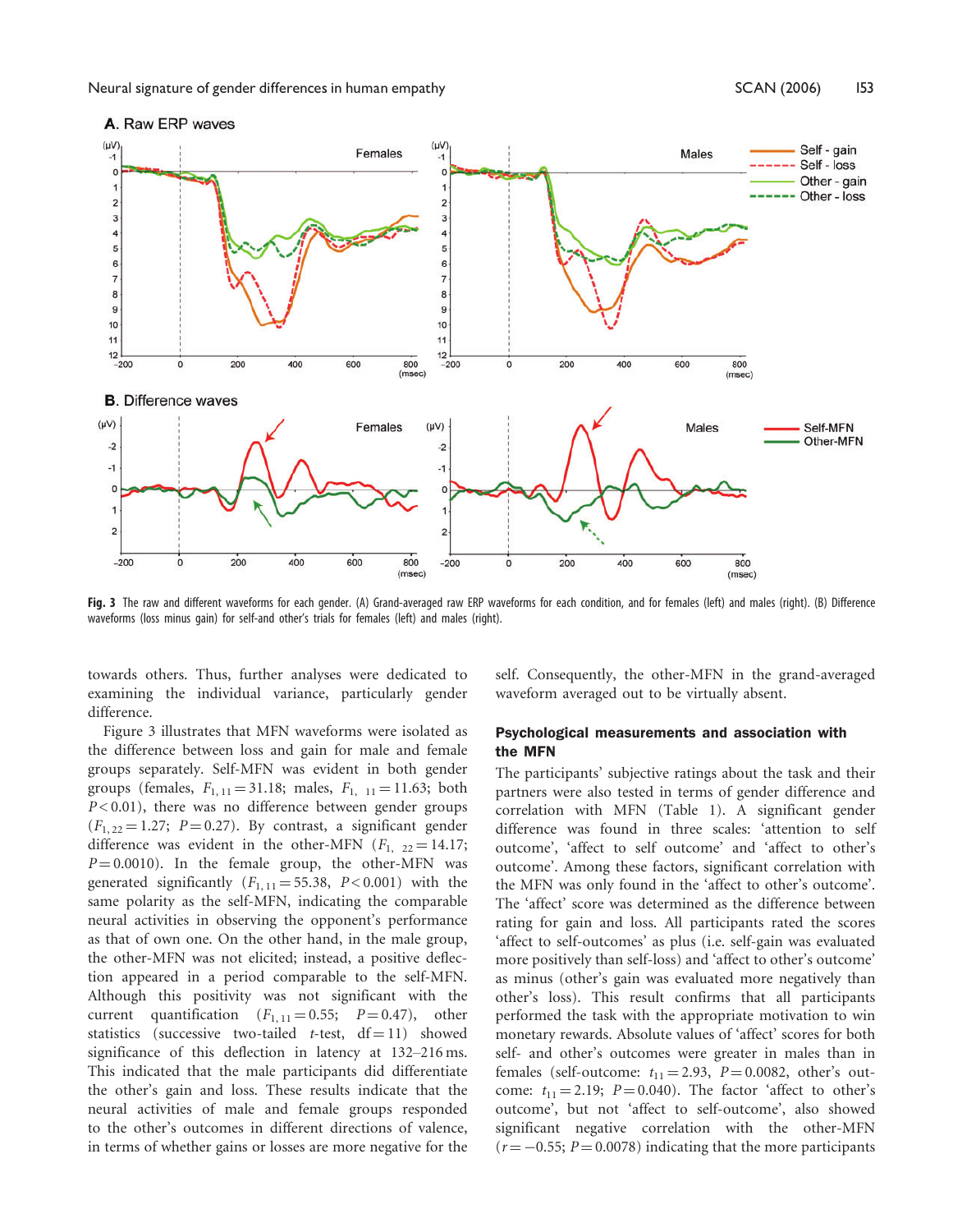**Fig. 3** The raw and different waveforms for each gender. (A) Grand-averaged raw ERP waveforms for each condition, and for females (left) and males (right). (B) Difference waveforms (loss minus gain) for self-and other's trials for females (left) and males (right).

towards others. Thus, further analyses were dedicated to examining the individual variance, particularly gender difference.

Figure 3 illustrates that MFN waveforms were isolated as the difference between loss and gain for male and female groups separately. Self-MFN was evident in both gender groups (females, $F_{1,11} = 31.18$; males, $F_{1,11} = 11.63$; both $P < 0.01$), there was no difference between gender groups ($F_{1,22} = 1.27$; $P = 0.27$). By contrast, a significant gender difference was evident in the other-MFN ($F_{1,22} = 14.17$; $P = 0.0010$). In the female group, the other-MFN was generated significantly ($F_{1,11} = 55.38$, $P < 0.001$) with the same polarity as the self-MFN, indicating the comparable neural activities in observing the opponent's performance as that of own one. On the other hand, in the male group, the other-MFN was not elicited; instead, a positive deflection appeared in a period comparable to the self-MFN. Although this positivity was not significant with the current quantification ($F_{1,11} = 0.55$; $P = 0.47$), other statistics (successive two-tailed *t*-test, df = 11) showed significance of this deflection in latency at 132–216 ms. This indicated that the male participants did differentiate the other's gain and loss. These results indicate that the neural activities of male and female groups responded to the other's outcomes in different directions of valence, in terms of whether gains or losses are more negative for the self. Consequently, the other-MFN in the grand-averaged waveform averaged out to be virtually absent.

### Psychological measurements and association with the MFN

The participants' subjective ratings about the task and their partners were also tested in terms of gender difference and correlation with MFN (Table 1). A significant gender difference was found in three scales: 'attention to self outcome', 'affect to self outcome' and 'affect to other's outcome'. Among these factors, significant correlation with the MFN was only found in the 'affect to other's outcome'. The 'affect' score was determined as the difference between rating for gain and loss. All participants rated the scores 'affect to self-outcomes' as plus (i.e. self-gain was evaluated more positively than self-loss) and 'affect to other's outcome' as minus (other's gain was evaluated more negatively than other's loss). This result confirms that all participants performed the task with the appropriate motivation to win monetary rewards. Absolute values of 'affect' scores for both self- and other's outcomes were greater in males than in females (self-outcome: $t_{11} = 2.93$, $P = 0.0082$, other's outcome: $t_{11} = 2.19$; $P = 0.040$). The factor 'affect to other's outcome', but not 'affect to self-outcome', also showed significant negative correlation with the other-MFN ($r = -0.55$; $P = 0.0078$) indicating that the more participants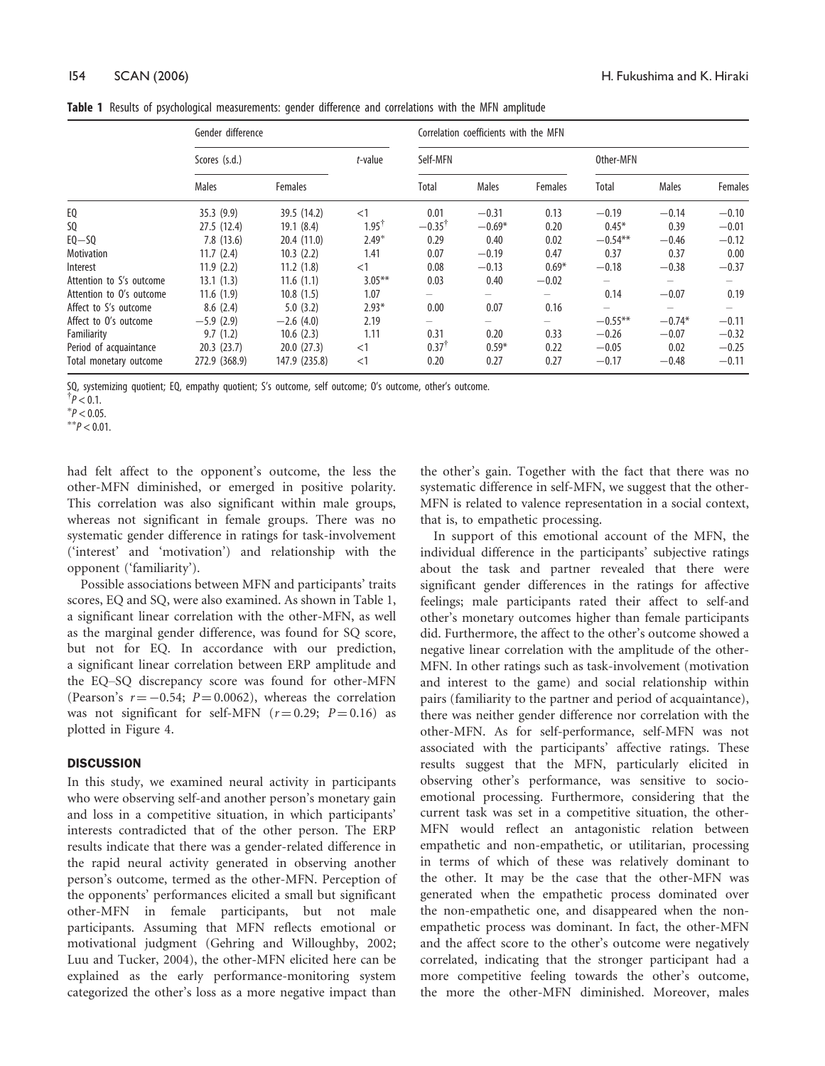**Table 1** Results of psychological measurements: gender difference and correlations with the MFN amplitude

| | Gender difference | | | Correlation coefficients with the MFN | | | | | |
|---|---|---|---|---|---|---|---|---|---|
| | Scores (s.d.) | | *t*-value | Self-MFN | | | Other-MFN | | |
| | Males | Females | | Total | Males | Females | Total | Males | Females |
| EQ | 35.3 (9.9) | 39.5 (14.2) | <1 | 0.01 | −0.31 | 0.13 | −0.19 | −0.14 | −0.10 |
| SQ | 27.5 (12.4) | 19.1 (8.4) | 1.95[†] | −0.35[†] | −0.69* | 0.20 | 0.45* | 0.39 | −0.01 |
| EQ−SQ | 7.8 (13.6) | 20.4 (11.0) | 2.49* | 0.29 | 0.40 | 0.02 | −0.54** | −0.46 | −0.12 |
| Motivation | 11.7 (2.4) | 10.3 (2.2) | 1.41 | 0.07 | −0.19 | 0.47 | 0.37 | 0.37 | 0.00 |
| Interest | 11.9 (2.2) | 11.2 (1.8) | <1 | 0.08 | −0.13 | 0.69* | −0.18 | −0.38 | −0.37 |
| Attention to S's outcome | 13.1 (1.3) | 11.6 (1.1) | 3.05** | 0.03 | 0.40 | −0.02 | – | – | – |
| Attention to O's outcome | 11.6 (1.9) | 10.8 (1.5) | 1.07 | – | – | – | 0.14 | −0.07 | 0.19 |
| Affect to S's outcome | 8.6 (2.4) | 5.0 (3.2) | 2.93* | 0.00 | 0.07 | 0.16 | – | – | – |
| Affect to O's outcome | −5.9 (2.9) | −2.6 (4.0) | 2.19 | – | – | – | −0.55** | −0.74* | −0.11 |
| Familiarity | 9.7 (1.2) | 10.6 (2.3) | 1.11 | 0.31 | 0.20 | 0.33 | −0.26 | −0.07 | −0.32 |
| Period of acquaintance | 20.3 (23.7) | 20.0 (27.3) | <1 | 0.37[†] | 0.59* | 0.22 | −0.05 | 0.02 | −0.25 |
| Total monetary outcome | 272.9 (368.9) | 147.9 (235.8) | <1 | 0.20 | 0.27 | 0.27 | −0.17 | −0.48 | −0.11 |

SQ, systemizing quotient; EQ, empathy quotient; S's outcome, self outcome; O's outcome, other's outcome.
[†]$P < 0.1$.
*$P < 0.05$.
**$P < 0.01$.

had felt affect to the opponent's outcome, the less the other-MFN diminished, or emerged in positive polarity. This correlation was also significant within male groups, whereas not significant in female groups. There was no systematic gender difference in ratings for task-involvement ('interest' and 'motivation') and relationship with the opponent ('familiarity').

Possible associations between MFN and participants' traits scores, EQ and SQ, were also examined. As shown in Table 1, a significant linear correlation with the other-MFN, as well as the marginal gender difference, was found for SQ score, but not for EQ. In accordance with our prediction, a significant linear correlation between ERP amplitude and the EQ–SQ discrepancy score was found for other-MFN (Pearson's $r = -0.54$; $P = 0.0062$), whereas the correlation was not significant for self-MFN ($r = 0.29$; $P = 0.16$) as plotted in Figure 4.

## DISCUSSION

In this study, we examined neural activity in participants who were observing self-and another person's monetary gain and loss in a competitive situation, in which participants' interests contradicted that of the other person. The ERP results indicate that there was a gender-related difference in the rapid neural activity generated in observing another person's outcome, termed as the other-MFN. Perception of the opponents' performances elicited a small but significant other-MFN in female participants, but not male participants. Assuming that MFN reflects emotional or motivational judgment (Gehring and Willoughby, 2002; Luu and Tucker, 2004), the other-MFN elicited here can be explained as the early performance-monitoring system categorized the other's loss as a more negative impact than the other's gain. Together with the fact that there was no systematic difference in self-MFN, we suggest that the other-MFN is related to valence representation in a social context, that is, to empathetic processing.

In support of this emotional account of the MFN, the individual difference in the participants' subjective ratings about the task and partner revealed that there were significant gender differences in the ratings for affective feelings; male participants rated their affect to self-and other's monetary outcomes higher than female participants did. Furthermore, the affect to the other's outcome showed a negative linear correlation with the amplitude of the other-MFN. In other ratings such as task-involvement (motivation and interest to the game) and social relationship within pairs (familiarity to the partner and period of acquaintance), there was neither gender difference nor correlation with the other-MFN. As for self-performance, self-MFN was not associated with the participants' affective ratings. These results suggest that the MFN, particularly elicited in observing other's performance, was sensitive to socio-emotional processing. Furthermore, considering that the current task was set in a competitive situation, the other-MFN would reflect an antagonistic relation between empathetic and non-empathetic, or utilitarian, processing in terms of which of these was relatively dominant to the other. It may be the case that the other-MFN was generated when the empathetic process dominated over the non-empathetic one, and disappeared when the non-empathetic process was dominant. In fact, the other-MFN and the affect score to the other's outcome were negatively correlated, indicating that the stronger participant had a more competitive feeling towards the other's outcome, the more the other-MFN diminished. Moreover, males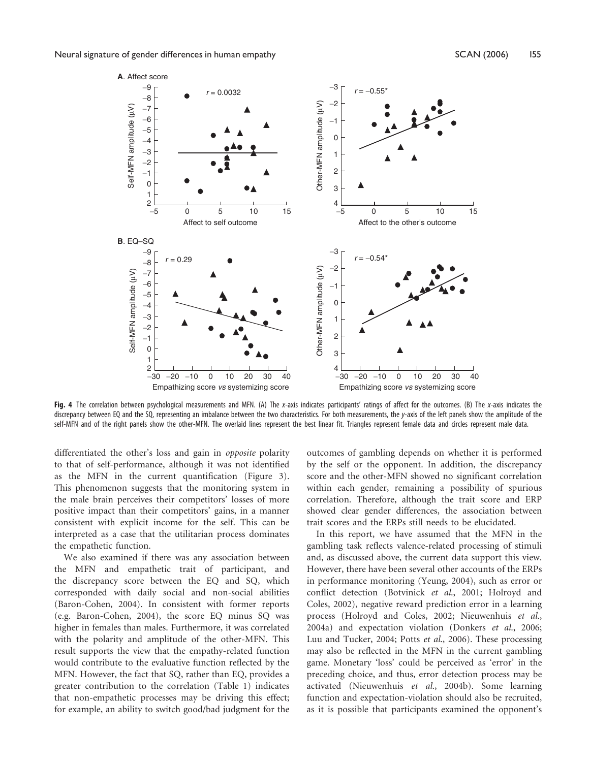**A**. Affect score

$r = 0.0032$

Self-MFN amplitude (μV)

−9 −8 −7 −6 −5 −4 −3 −2 −1 0 1 2

−5 0 5 10 15

Affect to self outcome

$r = -0.55$*

Other-MFN amplitude (μV)

−3 −2 −1 0 1 2 3 4

−5 0 5 10 15

Affect to the other's outcome

**B**. EQ–SQ

$r = 0.29$

Self-MFN amplitude (μV)

−9 −8 −7 −6 −5 −4 −3 −2 −1 0 1 2

−30 −20 −10 0 10 20 30 40

Empathizing score *vs* systemizing score

$r = -0.54$*

Other-MFN amplitude (μV)

−3 −2 −1 0 1 2 3 4

−30 −20 −10 0 10 20 30 40

Empathizing score *vs* systemizing score

**Fig. 4** The correlation between psychological measurements and MFN. (A) The *x*-axis indicates participants' ratings of affect for the outcomes. (B) The *x*-axis indicates the discrepancy between EQ and the SQ, representing an imbalance between the two characteristics. For both measurements, the *y*-axis of the left panels show the amplitude of the self-MFN and of the right panels show the other-MFN. The overlaid lines represent the best linear fit. Triangles represent female data and circles represent male data.

differentiated the other's loss and gain in *opposite* polarity to that of self-performance, although it was not identified as the MFN in the current quantification (Figure 3). This phenomenon suggests that the monitoring system in the male brain perceives their competitors' losses of more positive impact than their competitors' gains, in a manner consistent with explicit income for the self. This can be interpreted as a case that the utilitarian process dominates the empathetic function.

We also examined if there was any association between the MFN and empathetic trait of participant, and the discrepancy score between the EQ and SQ, which corresponded with daily social and non-social abilities (Baron-Cohen, 2004). In consistent with former reports (e.g. Baron-Cohen, 2004), the score EQ minus SQ was higher in females than males. Furthermore, it was correlated with the polarity and amplitude of the other-MFN. This result supports the view that the empathy-related function would contribute to the evaluative function reflected by the MFN. However, the fact that SQ, rather than EQ, provides a greater contribution to the correlation (Table 1) indicates that non-empathetic processes may be driving this effect; for example, an ability to switch good/bad judgment for the outcomes of gambling depends on whether it is performed by the self or the opponent. In addition, the discrepancy score and the other-MFN showed no significant correlation within each gender, remaining a possibility of spurious correlation. Therefore, although the trait score and ERP showed clear gender differences, the association between trait scores and the ERPs still needs to be elucidated.

In this report, we have assumed that the MFN in the gambling task reflects valence-related processing of stimuli and, as discussed above, the current data support this view. However, there have been several other accounts of the ERPs in performance monitoring (Yeung, 2004), such as error or conflict detection (Botvinick *et al.*, 2001; Holroyd and Coles, 2002; Nieuwenhuis *et al.*, 2004a) and expectation violation (Donkers *et al.*, 2006; Luu and Tucker, 2004; Potts *et al.*, 2006). These processing may also be reflected in the MFN in the current gambling game. Monetary 'loss' could be perceived as 'error' in the preceding choice, and thus, error detection process may be activated (Nieuwenhuis *et al.*, 2004b). Some learning function and expectation-violation should also be recruited, as it is possible that participants examined the opponent's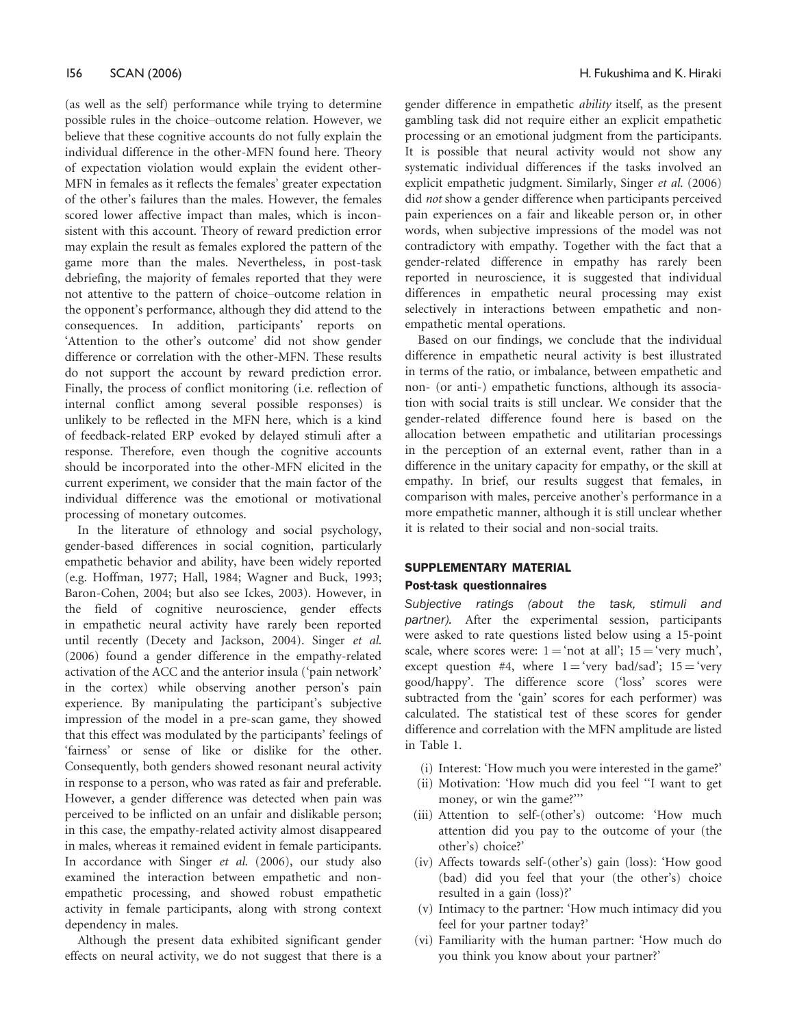(as well as the self) performance while trying to determine possible rules in the choice–outcome relation. However, we believe that these cognitive accounts do not fully explain the individual difference in the other-MFN found here. Theory of expectation violation would explain the evident other-MFN in females as it reflects the females' greater expectation of the other's failures than the males. However, the females scored lower affective impact than males, which is inconsistent with this account. Theory of reward prediction error may explain the result as females explored the pattern of the game more than the males. Nevertheless, in post-task debriefing, the majority of females reported that they were not attentive to the pattern of choice–outcome relation in the opponent's performance, although they did attend to the consequences. In addition, participants' reports on 'Attention to the other's outcome' did not show gender difference or correlation with the other-MFN. These results do not support the account by reward prediction error. Finally, the process of conflict monitoring (i.e. reflection of internal conflict among several possible responses) is unlikely to be reflected in the MFN here, which is a kind of feedback-related ERP evoked by delayed stimuli after a response. Therefore, even though the cognitive accounts should be incorporated into the other-MFN elicited in the current experiment, we consider that the main factor of the individual difference was the emotional or motivational processing of monetary outcomes.

In the literature of ethnology and social psychology, gender-based differences in social cognition, particularly empathetic behavior and ability, have been widely reported (e.g. Hoffman, 1977; Hall, 1984; Wagner and Buck, 1993; Baron-Cohen, 2004; but also see Ickes, 2003). However, in the field of cognitive neuroscience, gender effects in empathetic neural activity have rarely been reported until recently (Decety and Jackson, 2004). Singer *et al.* (2006) found a gender difference in the empathy-related activation of the ACC and the anterior insula ('pain network' in the cortex) while observing another person's pain experience. By manipulating the participant's subjective impression of the model in a pre-scan game, they showed that this effect was modulated by the participants' feelings of 'fairness' or sense of like or dislike for the other. Consequently, both genders showed resonant neural activity in response to a person, who was rated as fair and preferable. However, a gender difference was detected when pain was perceived to be inflicted on an unfair and dislikable person; in this case, the empathy-related activity almost disappeared in males, whereas it remained evident in female participants. In accordance with Singer *et al.* (2006), our study also examined the interaction between empathetic and non-empathetic processing, and showed robust empathetic activity in female participants, along with strong context dependency in males.

Although the present data exhibited significant gender effects on neural activity, we do not suggest that there is a gender difference in empathetic *ability* itself, as the present gambling task did not require either an explicit empathetic processing or an emotional judgment from the participants. It is possible that neural activity would not show any systematic individual differences if the tasks involved an explicit empathetic judgment. Similarly, Singer *et al.* (2006) did *not* show a gender difference when participants perceived pain experiences on a fair and likeable person or, in other words, when subjective impressions of the model was not contradictory with empathy. Together with the fact that a gender-related difference in empathy has rarely been reported in neuroscience, it is suggested that individual differences in empathetic neural processing may exist selectively in interactions between empathetic and non-empathetic mental operations.

Based on our findings, we conclude that the individual difference in empathetic neural activity is best illustrated in terms of the ratio, or imbalance, between empathetic and non- (or anti-) empathetic functions, although its association with social traits is still unclear. We consider that the gender-related difference found here is based on the allocation between empathetic and utilitarian processings in the perception of an external event, rather than in a difference in the unitary capacity for empathy, or the skill at empathy. In brief, our results suggest that females, in comparison with males, perceive another's performance in a more empathetic manner, although it is still unclear whether it is related to their social and non-social traits.

## SUPPLEMENTARY MATERIAL

### Post-task questionnaires

*Subjective ratings (about the task, stimuli and partner).* After the experimental session, participants were asked to rate questions listed below using a 15-point scale, where scores were: 1 = 'not at all'; 15 = 'very much', except question #4, where 1 = 'very bad/sad'; 15 = 'very good/happy'. The difference score ('loss' scores were subtracted from the 'gain' scores for each performer) was calculated. The statistical test of these scores for gender difference and correlation with the MFN amplitude are listed in Table 1.

(i) Interest: 'How much you were interested in the game?'
(ii) Motivation: 'How much did you feel "I want to get money, or win the game?"'
(iii) Attention to self-(other's) outcome: 'How much attention did you pay to the outcome of your (the other's) choice?'
(iv) Affects towards self-(other's) gain (loss): 'How good (bad) did you feel that your (the other's) choice resulted in a gain (loss)?'
(v) Intimacy to the partner: 'How much intimacy did you feel for your partner today?'
(vi) Familiarity with the human partner: 'How much do you think you know about your partner?'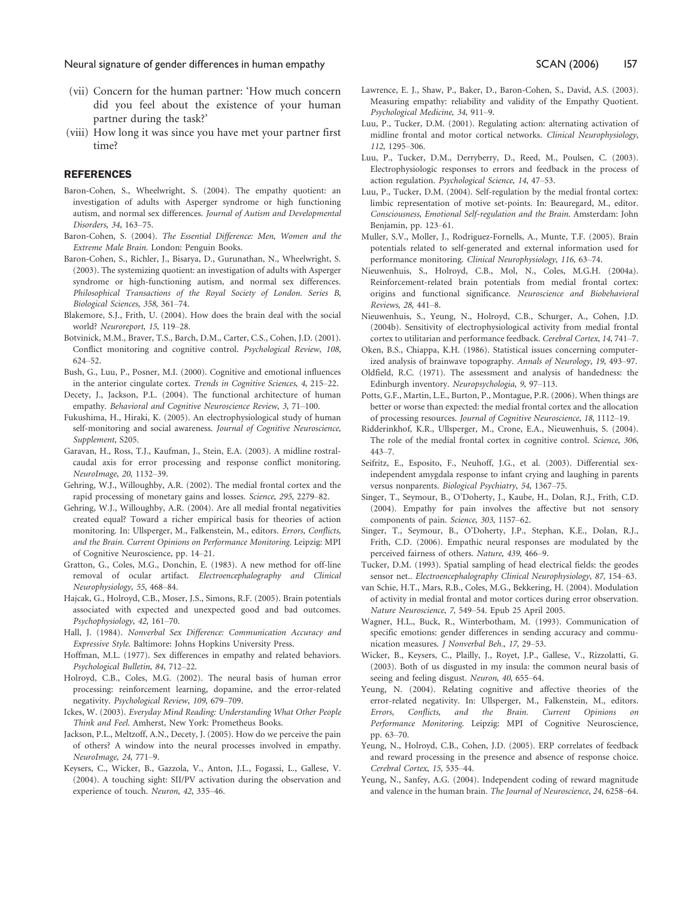(vii) Concern for the human partner: 'How much concern did you feel about the existence of your human partner during the task?'

(viii) How long it was since you have met your partner first time?

## REFERENCES

Baron-Cohen, S., Wheelwright, S. (2004). The empathy quotient: an investigation of adults with Asperger syndrome or high functioning autism, and normal sex differences. *Journal of Autism and Developmental Disorders*, *34*, 163–75.

Baron-Cohen, S. (2004). *The Essential Difference: Men, Women and the Extreme Male Brain*. London: Penguin Books.

Baron-Cohen, S., Richler, J., Bisarya, D., Gurunathan, N., Wheelwright, S. (2003). The systemizing quotient: an investigation of adults with Asperger syndrome or high-functioning autism, and normal sex differences. *Philosophical Transactions of the Royal Society of London. Series B, Biological Sciences*, *358*, 361–74.

Blakemore, S.J., Frith, U. (2004). How does the brain deal with the social world? *Neuroreport*, *15*, 119–28.

Botvinick, M.M., Braver, T.S., Barch, D.M., Carter, C.S., Cohen, J.D. (2001). Conflict monitoring and cognitive control. *Psychological Review*, *108*, 624–52.

Bush, G., Luu, P., Posner, M.I. (2000). Cognitive and emotional influences in the anterior cingulate cortex. *Trends in Cognitive Sciences*, *4*, 215–22.

Decety, J., Jackson, P.L. (2004). The functional architecture of human empathy. *Behavioral and Cognitive Neuroscience Review*, *3*, 71–100.

Fukushima, H., Hiraki, K. (2005). An electrophysiological study of human self-monitoring and social awareness. *Journal of Cognitive Neuroscience, Supplement*, S205.

Garavan, H., Ross, T.J., Kaufman, J., Stein, E.A. (2003). A midline rostral-caudal axis for error processing and response conflict monitoring. *NeuroImage*, *20*, 1132–39.

Gehring, W.J., Willoughby, A.R. (2002). The medial frontal cortex and the rapid processing of monetary gains and losses. *Science*, *295*, 2279–82.

Gehring, W.J., Willoughby, A.R. (2004). Are all medial frontal negativities created equal? Toward a richer empirical basis for theories of action monitoring. In: Ullsperger, M., Falkenstein, M., editors. *Errors, Conflicts, and the Brain. Current Opinions on Performance Monitoring*. Leipzig: MPI of Cognitive Neuroscience, pp. 14–21.

Gratton, G., Coles, M.G., Donchin, E. (1983). A new method for off-line removal of ocular artifact. *Electroencephalography and Clinical Neurophysiology*, *55*, 468–84.

Hajcak, G., Holroyd, C.B., Moser, J.S., Simons, R.F. (2005). Brain potentials associated with expected and unexpected good and bad outcomes. *Psychophysiology*, *42*, 161–70.

Hall, J. (1984). *Nonverbal Sex Difference: Communication Accuracy and Expressive Style*. Baltimore: Johns Hopkins University Press.

Hoffman, M.L. (1977). Sex differences in empathy and related behaviors. *Psychological Bulletin*, *84*, 712–22.

Holroyd, C.B., Coles, M.G. (2002). The neural basis of human error processing: reinforcement learning, dopamine, and the error-related negativity. *Psychological Review*, *109*, 679–709.

Ickes, W. (2003). *Everyday Mind Reading: Understanding What Other People Think and Feel*. Amherst, New York: Prometheus Books.

Jackson, P.L., Meltzoff, A.N., Decety, J. (2005). How do we perceive the pain of others? A window into the neural processes involved in empathy. *NeuroImage*, *24*, 771–9.

Keysers, C., Wicker, B., Gazzola, V., Anton, J.L., Fogassi, L., Gallese, V. (2004). A touching sight: SII/PV activation during the observation and experience of touch. *Neuron*, *42*, 335–46.

Lawrence, E. J., Shaw, P., Baker, D., Baron-Cohen, S., David, A.S. (2003). Measuring empathy: reliability and validity of the Empathy Quotient. *Psychological Medicine*, *34*, 911–9.

Luu, P., Tucker, D.M. (2001). Regulating action: alternating activation of midline frontal and motor cortical networks. *Clinical Neurophysiology*, *112*, 1295–306.

Luu, P., Tucker, D.M., Derryberry, D., Reed, M., Poulsen, C. (2003). Electrophysiologic responses to errors and feedback in the process of action regulation. *Psychological Science*, *14*, 47–53.

Luu, P., Tucker, D.M. (2004). Self-regulation by the medial frontal cortex: limbic representation of motive set-points. In: Beauregard, M., editor. *Consciousness, Emotional Self-regulation and the Brain*. Amsterdam: John Benjamin, pp. 123–61.

Muller, S.V., Moller, J., Rodriguez-Fornells, A., Munte, T.F. (2005). Brain potentials related to self-generated and external information used for performance monitoring. *Clinical Neurophysiology*, *116*, 63–74.

Nieuwenhuis, S., Holroyd, C.B., Mol, N., Coles, M.G.H. (2004a). Reinforcement-related brain potentials from medial frontal cortex: origins and functional significance. *Neuroscience and Biobehavioral Reviews*, *28*, 441–8.

Nieuwenhuis, S., Yeung, N., Holroyd, C.B., Schurger, A., Cohen, J.D. (2004b). Sensitivity of electrophysiological activity from medial frontal cortex to utilitarian and performance feedback. *Cerebral Cortex*, *14*, 741–7.

Oken, B.S., Chiappa, K.H. (1986). Statistical issues concerning computerized analysis of brainwave topography. *Annals of Neurology*, *19*, 493–97.

Oldfield, R.C. (1971). The assessment and analysis of handedness: the Edinburgh inventory. *Neuropsychologia*, *9*, 97–113.

Potts, G.F., Martin, L.E., Burton, P., Montague, P.R. (2006). When things are better or worse than expected: the medial frontal cortex and the allocation of processing resources. *Journal of Cognitive Neuroscience*, *18*, 1112–19.

Ridderinkhof, K.R., Ullsperger, M., Crone, E.A., Nieuwenhuis, S. (2004). The role of the medial frontal cortex in cognitive control. *Science*, *306*, 443–7.

Seifritz, E., Esposito, F., Neuhoff, J.G., et al. (2003). Differential sex-independent amygdala response to infant crying and laughing in parents versus nonparents. *Biological Psychiatry*, *54*, 1367–75.

Singer, T., Seymour, B., O'Doherty, J., Kaube, H., Dolan, R.J., Frith, C.D. (2004). Empathy for pain involves the affective but not sensory components of pain. *Science*, *303*, 1157–62.

Singer, T., Seymour, B., O'Doherty, J.P., Stephan, K.E., Dolan, R.J., Frith, C.D. (2006). Empathic neural responses are modulated by the perceived fairness of others. *Nature*, *439*, 466–9.

Tucker, D.M. (1993). Spatial sampling of head electrical fields: the geodes sensor net.. *Electroencephalography Clinical Neurophysiology*, *87*, 154–63.

van Schie, H.T., Mars, R.B., Coles, M.G., Bekkering, H. (2004). Modulation of activity in medial frontal and motor cortices during error observation. *Nature Neuroscience*, *7*, 549–54. Epub 25 April 2005.

Wagner, H.L., Buck, R., Winterbotham, M. (1993). Communication of specific emotions: gender differences in sending accuracy and communication measures. *J Nonverbal Beh.*, *17*, 29–53.

Wicker, B., Keysers, C., Plailly, J., Royet, J.P., Gallese, V., Rizzolatti, G. (2003). Both of us disgusted in my insula: the common neural basis of seeing and feeling disgust. *Neuron*, *40*, 655–64.

Yeung, N. (2004). Relating cognitive and affective theories of the error-related negativity. In: Ullsperger, M., Falkenstein, M., editors. *Errors, Conflicts, and the Brain. Current Opinions on Performance Monitoring*. Leipzig: MPI of Cognitive Neuroscience, pp. 63–70.

Yeung, N., Holroyd, C.B., Cohen, J.D. (2005). ERP correlates of feedback and reward processing in the presence and absence of response choice. *Cerebral Cortex*, *15*, 535–44.

Yeung, N., Sanfey, A.G. (2004). Independent coding of reward magnitude and valence in the human brain. *The Journal of Neuroscience*, *24*, 6258–64.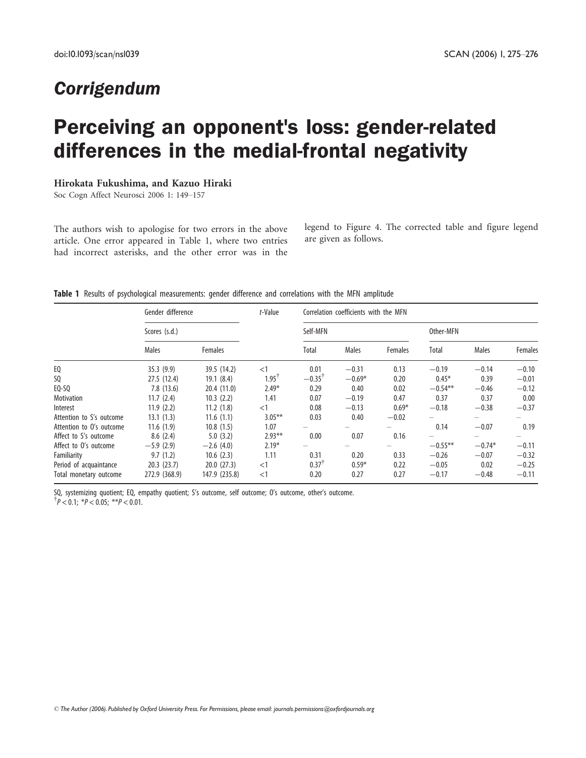## Corrigendum

# Perceiving an opponent's loss: gender-related differences in the medial-frontal negativity

**Hirokata Fukushima, and Kazuo Hiraki**

Soc Cogn Affect Neurosci 2006 1: 149–157

The authors wish to apologise for two errors in the above article. One error appeared in Table 1, where two entries had incorrect asterisks, and the other error was in the legend to Figure 4. The corrected table and figure legend are given as follows.

**Table 1** Results of psychological measurements: gender difference and correlations with the MFN amplitude

| | Gender difference | | *t*-Value | Correlation coefficients with the MFN | | | | | |
|---|---|---|---|---|---|---|---|---|---|
| | Scores (s.d.) | | | Self-MFN | | | Other-MFN | | |
| | Males | Females | | Total | Males | Females | Total | Males | Females |
| EQ | 35.3 (9.9) | 39.5 (14.2) | <1 | 0.01 | −0.31 | 0.13 | −0.19 | −0.14 | −0.10 |
| SQ | 27.5 (12.4) | 19.1 (8.4) | 1.95[†] | −0.35[†] | −0.69* | 0.20 | 0.45* | 0.39 | −0.01 |
| EQ-SQ | 7.8 (13.6) | 20.4 (11.0) | 2.49* | 0.29 | 0.40 | 0.02 | −0.54** | −0.46 | −0.12 |
| Motivation | 11.7 (2.4) | 10.3 (2.2) | 1.41 | 0.07 | −0.19 | 0.47 | 0.37 | 0.37 | 0.00 |
| Interest | 11.9 (2.2) | 11.2 (1.8) | <1 | 0.08 | −0.13 | 0.69* | −0.18 | −0.38 | −0.37 |
| Attention to S's outcome | 13.1 (1.3) | 11.6 (1.1) | 3.05** | 0.03 | 0.40 | −0.02 | – | – | – |
| Attention to O's outcome | 11.6 (1.9) | 10.8 (1.5) | 1.07 | – | – | – | 0.14 | −0.07 | 0.19 |
| Affect to S's outcome | 8.6 (2.4) | 5.0 (3.2) | 2.93** | 0.00 | 0.07 | 0.16 | – | – | – |
| Affect to O's outcome | −5.9 (2.9) | −2.6 (4.0) | 2.19* | – | – | – | −0.55** | −0.74* | −0.11 |
| Familiarity | 9.7 (1.2) | 10.6 (2.3) | 1.11 | 0.31 | 0.20 | 0.33 | −0.26 | −0.07 | −0.32 |
| Period of acquaintance | 20.3 (23.7) | 20.0 (27.3) | <1 | 0.37[†] | 0.59* | 0.22 | −0.05 | 0.02 | −0.25 |
| Total monetary outcome | 272.9 (368.9) | 147.9 (235.8) | <1 | 0.20 | 0.27 | 0.27 | −0.17 | −0.48 | −0.11 |

SQ, systemizing quotient; EQ, empathy quotient; S's outcome, self outcome; O's outcome, other's outcome.
[†]$P < 0.1$; *$P < 0.05$; **$P < 0.01$.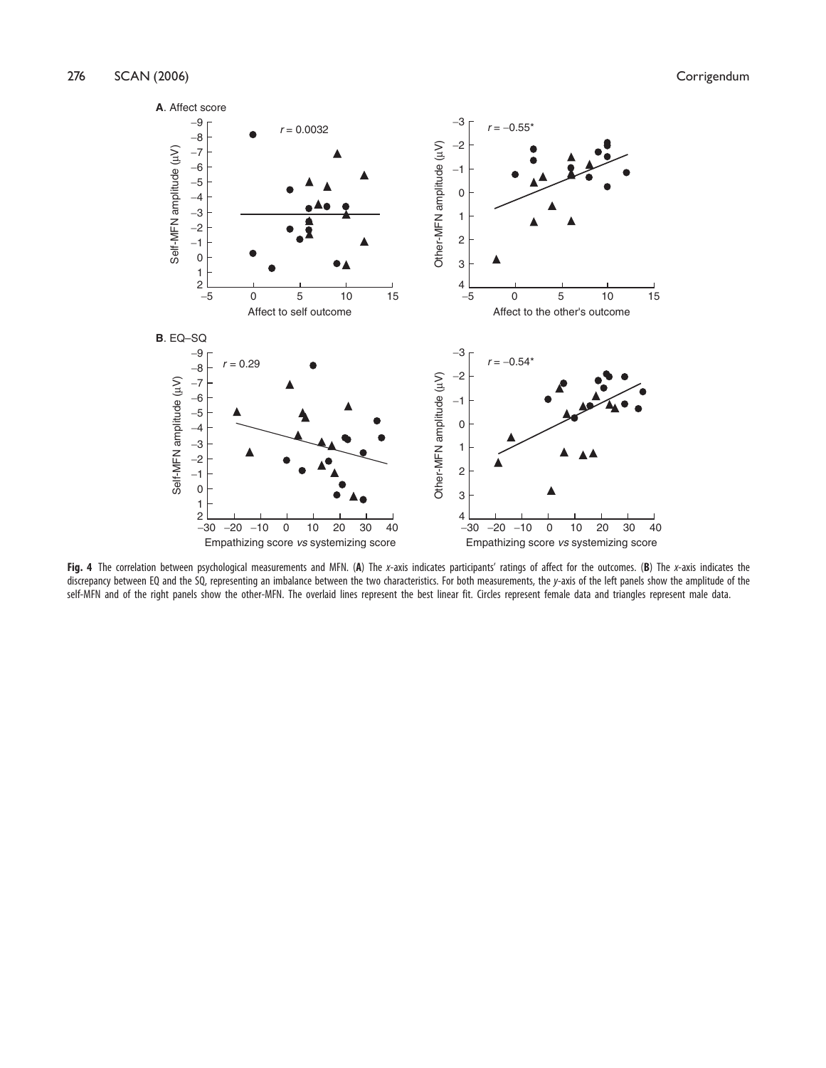**A**. Affect score

$r = 0.0032$

Self-MFN amplitude (μV)

Affect to self outcome

$r = -0.55$*

Other-MFN amplitude (μV)

Affect to the other's outcome

**B**. EQ–SQ

$r = 0.29$

Self-MFN amplitude (μV)

Empathizing score *vs* systemizing score

$r = -0.54$*

Other-MFN amplitude (μV)

Empathizing score *vs* systemizing score

**Fig. 4** The correlation between psychological measurements and MFN. (**A**) The *x*-axis indicates participants' ratings of affect for the outcomes. (**B**) The *x*-axis indicates the discrepancy between EQ and the SQ, representing an imbalance between the two characteristics. For both measurements, the *y*-axis of the left panels show the amplitude of the self-MFN and of the right panels show the other-MFN. The overlaid lines represent the best linear fit. Circles represent female data and triangles represent male data.